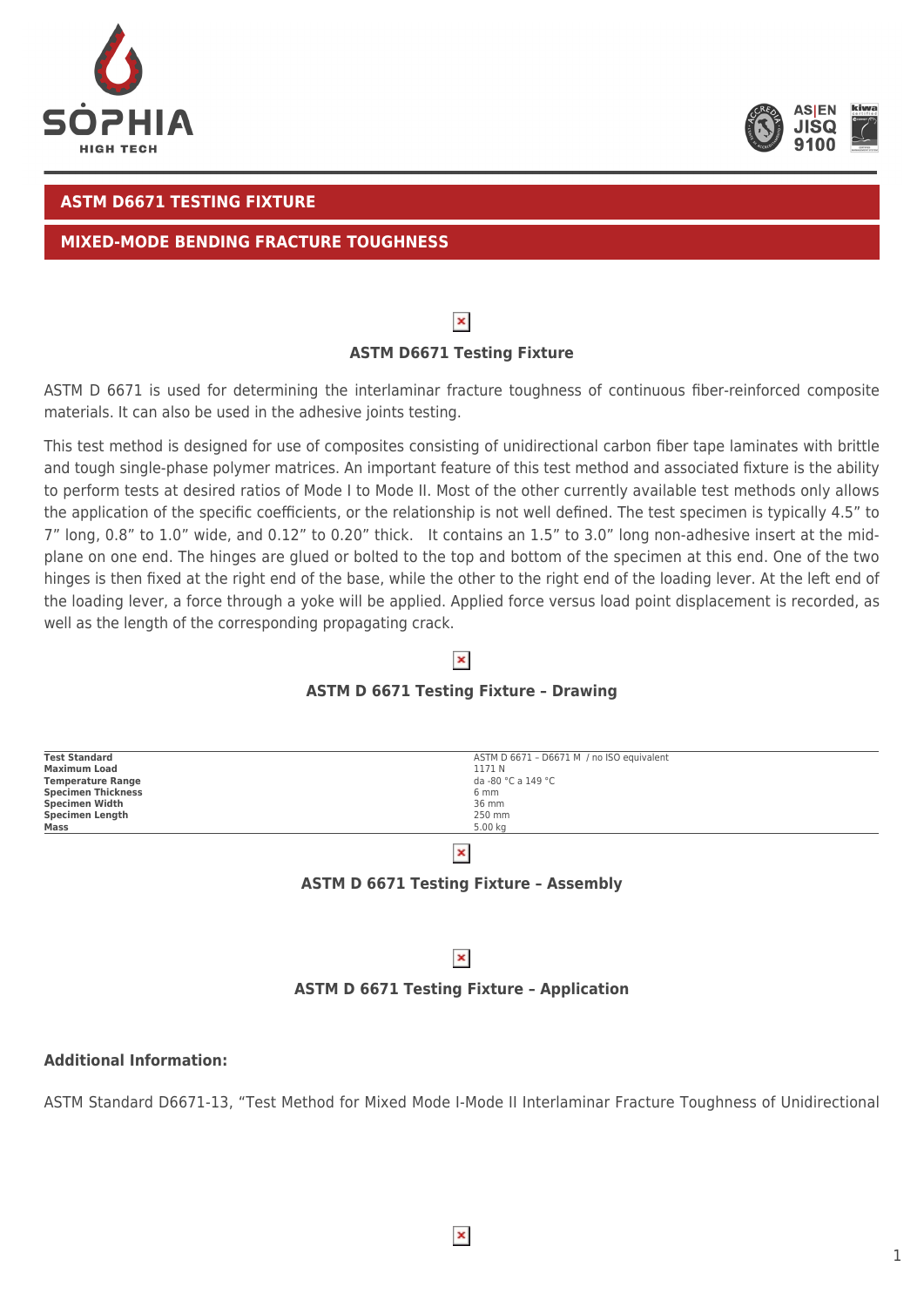## ASTM D6671 TESTING FIXTURE

## MIXED-MODE BENDING FRACTURE TOUGHNESS

**ASTM D6671 Testing Fixture**

ASTM D 6671 is used for determining the interlaminar fracture toughness of continuous fiber-reinforced composite materials. It can also be used in the adhesive joints testing.

This test method is designed for use of composites consisting of unidirectional carbon fiber tape laminates with brittle and tough single-phase polymer matrices. An important feature of this test method and associated fixture is the ability to perform tests at desired ratios of Mode I to Mode II. Most of the other currently available test methods only allows the application of the specific coefficients, or the relationship is not well defined. The test specimen is typically 4.5" to 7" long, 0.8" to 1.0" wide, and 0.12" to 0.20" thick.  It contains an 1.5" to 3.0" long non-adhesive insert at the mid-plane on one end. The hinges are glued or bolted to the top and bottom of the specimen at this end. One of the two hinges is then fixed at the right end of the base, while the other to the right end of the loading lever. At the left end of the loading lever, a force through a yoke will be applied. Applied force versus load point displacement is recorded, as well as the length of the corresponding propagating crack.

**ASTM D 6671 Testing Fixture – Drawing**

| | |
|---|---|
| **Test Standard** | ASTM D 6671 – D6671 M / no ISO equivalent |
| **Maximum Load** | 1171 N |
| **Temperature Range** | da -80 °C a 149 °C |
| **Specimen Thickness** | 6 mm |
| **Specimen Width** | 36 mm |
| **Specimen Length** | 250 mm |
| **Mass** | 5.00 kg |

**ASTM D 6671 Testing Fixture – Assembly**

**ASTM D 6671 Testing Fixture – Application**

**Additional Information:**

ASTM Standard D6671-13, "Test Method for Mixed Mode I-Mode II Interlaminar Fracture Toughness of Unidirectional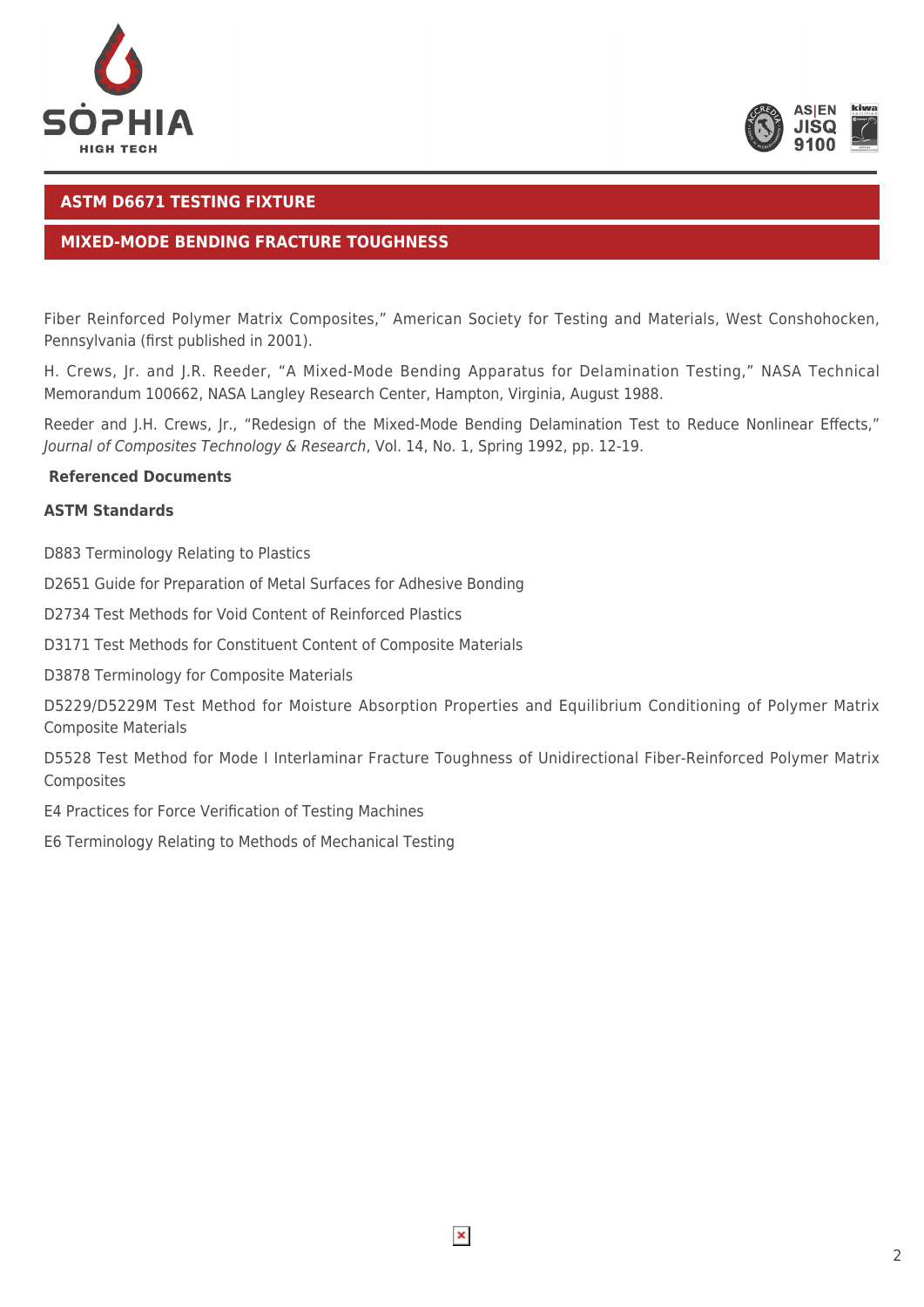## ASTM D6671 TESTING FIXTURE

## MIXED-MODE BENDING FRACTURE TOUGHNESS

Fiber Reinforced Polymer Matrix Composites," American Society for Testing and Materials, West Conshohocken, Pennsylvania (first published in 2001).

H. Crews, Jr. and J.R. Reeder, "A Mixed-Mode Bending Apparatus for Delamination Testing," NASA Technical Memorandum 100662, NASA Langley Research Center, Hampton, Virginia, August 1988.

Reeder and J.H. Crews, Jr., "Redesign of the Mixed-Mode Bending Delamination Test to Reduce Nonlinear Effects," *Journal of Composites Technology & Research*, Vol. 14, No. 1, Spring 1992, pp. 12-19.

**Referenced Documents**

**ASTM Standards**

D883 Terminology Relating to Plastics

D2651 Guide for Preparation of Metal Surfaces for Adhesive Bonding

D2734 Test Methods for Void Content of Reinforced Plastics

D3171 Test Methods for Constituent Content of Composite Materials

D3878 Terminology for Composite Materials

D5229/D5229M Test Method for Moisture Absorption Properties and Equilibrium Conditioning of Polymer Matrix Composite Materials

D5528 Test Method for Mode I Interlaminar Fracture Toughness of Unidirectional Fiber-Reinforced Polymer Matrix Composites

E4 Practices for Force Verification of Testing Machines

E6 Terminology Relating to Methods of Mechanical Testing